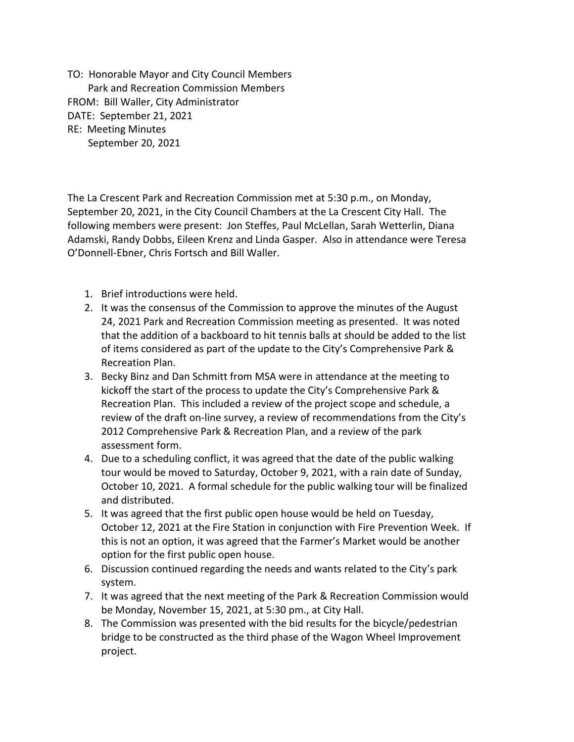TO: Honorable Mayor and City Council Members
Park and Recreation Commission Members
FROM: Bill Waller, City Administrator
DATE: September 21, 2021
RE: Meeting Minutes
September 20, 2021

The La Crescent Park and Recreation Commission met at 5:30 p.m., on Monday, September 20, 2021, in the City Council Chambers at the La Crescent City Hall. The following members were present: Jon Steffes, Paul McLellan, Sarah Wetterlin, Diana Adamski, Randy Dobbs, Eileen Krenz and Linda Gasper. Also in attendance were Teresa O'Donnell-Ebner, Chris Fortsch and Bill Waller.

1. Brief introductions were held.
2. It was the consensus of the Commission to approve the minutes of the August 24, 2021 Park and Recreation Commission meeting as presented. It was noted that the addition of a backboard to hit tennis balls at should be added to the list of items considered as part of the update to the City's Comprehensive Park & Recreation Plan.
3. Becky Binz and Dan Schmitt from MSA were in attendance at the meeting to kickoff the start of the process to update the City's Comprehensive Park & Recreation Plan. This included a review of the project scope and schedule, a review of the draft on-line survey, a review of recommendations from the City's 2012 Comprehensive Park & Recreation Plan, and a review of the park assessment form.
4. Due to a scheduling conflict, it was agreed that the date of the public walking tour would be moved to Saturday, October 9, 2021, with a rain date of Sunday, October 10, 2021. A formal schedule for the public walking tour will be finalized and distributed.
5. It was agreed that the first public open house would be held on Tuesday, October 12, 2021 at the Fire Station in conjunction with Fire Prevention Week. If this is not an option, it was agreed that the Farmer's Market would be another option for the first public open house.
6. Discussion continued regarding the needs and wants related to the City's park system.
7. It was agreed that the next meeting of the Park & Recreation Commission would be Monday, November 15, 2021, at 5:30 pm., at City Hall.
8. The Commission was presented with the bid results for the bicycle/pedestrian bridge to be constructed as the third phase of the Wagon Wheel Improvement project.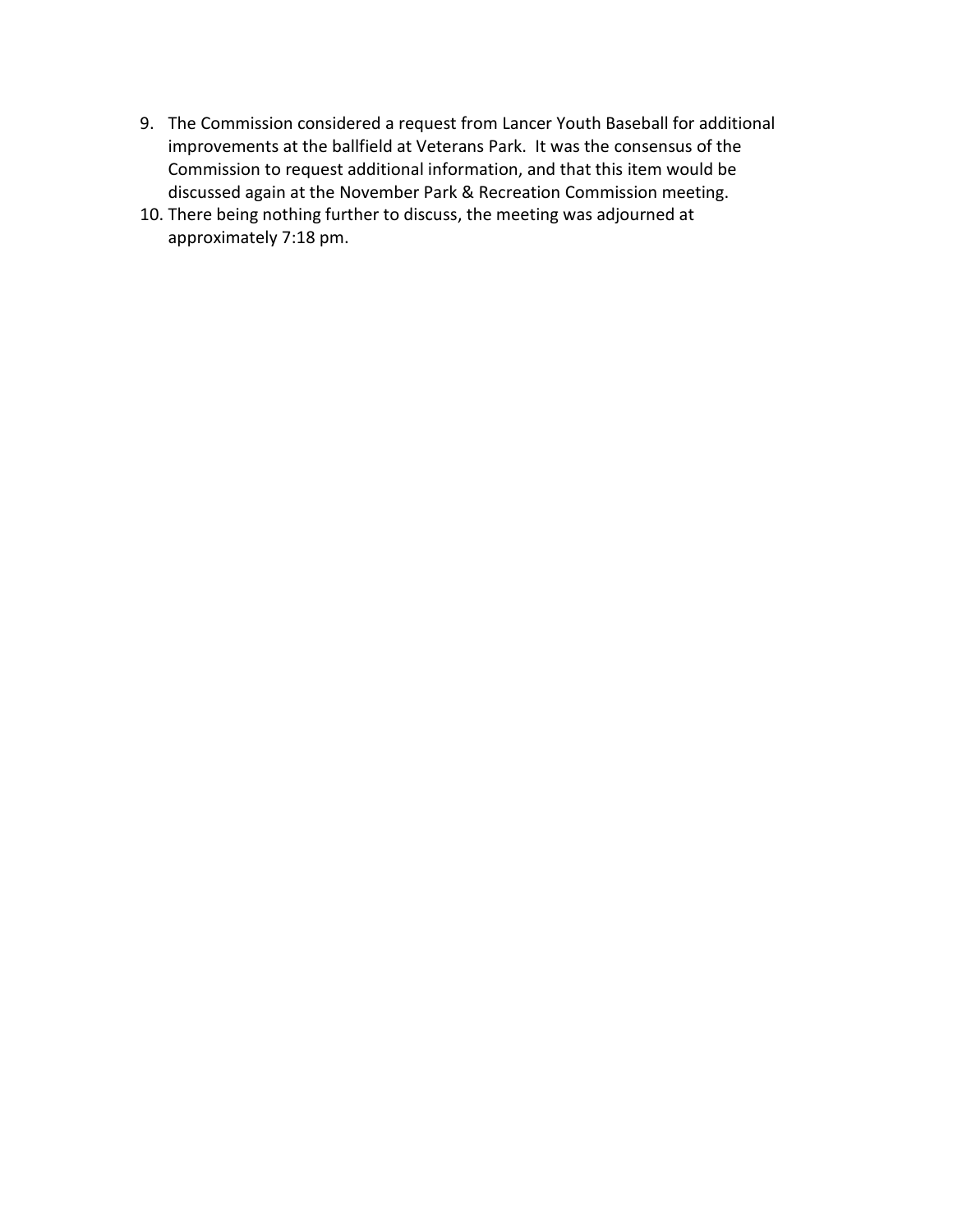9. The Commission considered a request from Lancer Youth Baseball for additional improvements at the ballfield at Veterans Park. It was the consensus of the Commission to request additional information, and that this item would be discussed again at the November Park & Recreation Commission meeting.
10. There being nothing further to discuss, the meeting was adjourned at approximately 7:18 pm.